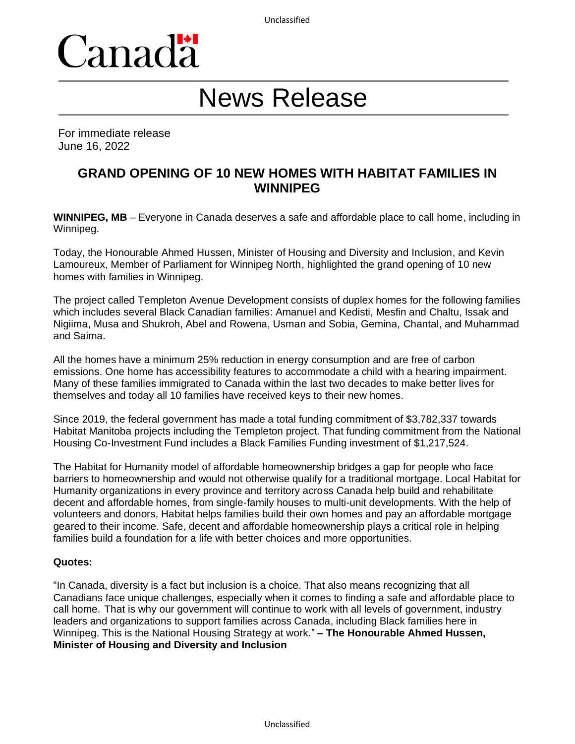Canada

# News Release

For immediate release
June 16, 2022

## GRAND OPENING OF 10 NEW HOMES WITH HABITAT FAMILIES IN WINNIPEG

**WINNIPEG, MB** – Everyone in Canada deserves a safe and affordable place to call home, including in Winnipeg.

Today, the Honourable Ahmed Hussen, Minister of Housing and Diversity and Inclusion, and Kevin Lamoureux, Member of Parliament for Winnipeg North, highlighted the grand opening of 10 new homes with families in Winnipeg.

The project called Templeton Avenue Development consists of duplex homes for the following families which includes several Black Canadian families: Amanuel and Kedisti, Mesfin and Chaltu, Issak and Nigiima, Musa and Shukroh, Abel and Rowena, Usman and Sobia, Gemina, Chantal, and Muhammad and Saima.

All the homes have a minimum 25% reduction in energy consumption and are free of carbon emissions. One home has accessibility features to accommodate a child with a hearing impairment. Many of these families immigrated to Canada within the last two decades to make better lives for themselves and today all 10 families have received keys to their new homes.

Since 2019, the federal government has made a total funding commitment of $3,782,337 towards Habitat Manitoba projects including the Templeton project. That funding commitment from the National Housing Co-Investment Fund includes a Black Families Funding investment of $1,217,524.

The Habitat for Humanity model of affordable homeownership bridges a gap for people who face barriers to homeownership and would not otherwise qualify for a traditional mortgage. Local Habitat for Humanity organizations in every province and territory across Canada help build and rehabilitate decent and affordable homes, from single-family houses to multi-unit developments. With the help of volunteers and donors, Habitat helps families build their own homes and pay an affordable mortgage geared to their income. Safe, decent and affordable homeownership plays a critical role in helping families build a foundation for a life with better choices and more opportunities.

**Quotes:**

"In Canada, diversity is a fact but inclusion is a choice. That also means recognizing that all Canadians face unique challenges, especially when it comes to finding a safe and affordable place to call home. That is why our government will continue to work with all levels of government, industry leaders and organizations to support families across Canada, including Black families here in Winnipeg. This is the National Housing Strategy at work." **– The Honourable Ahmed Hussen, Minister of Housing and Diversity and Inclusion**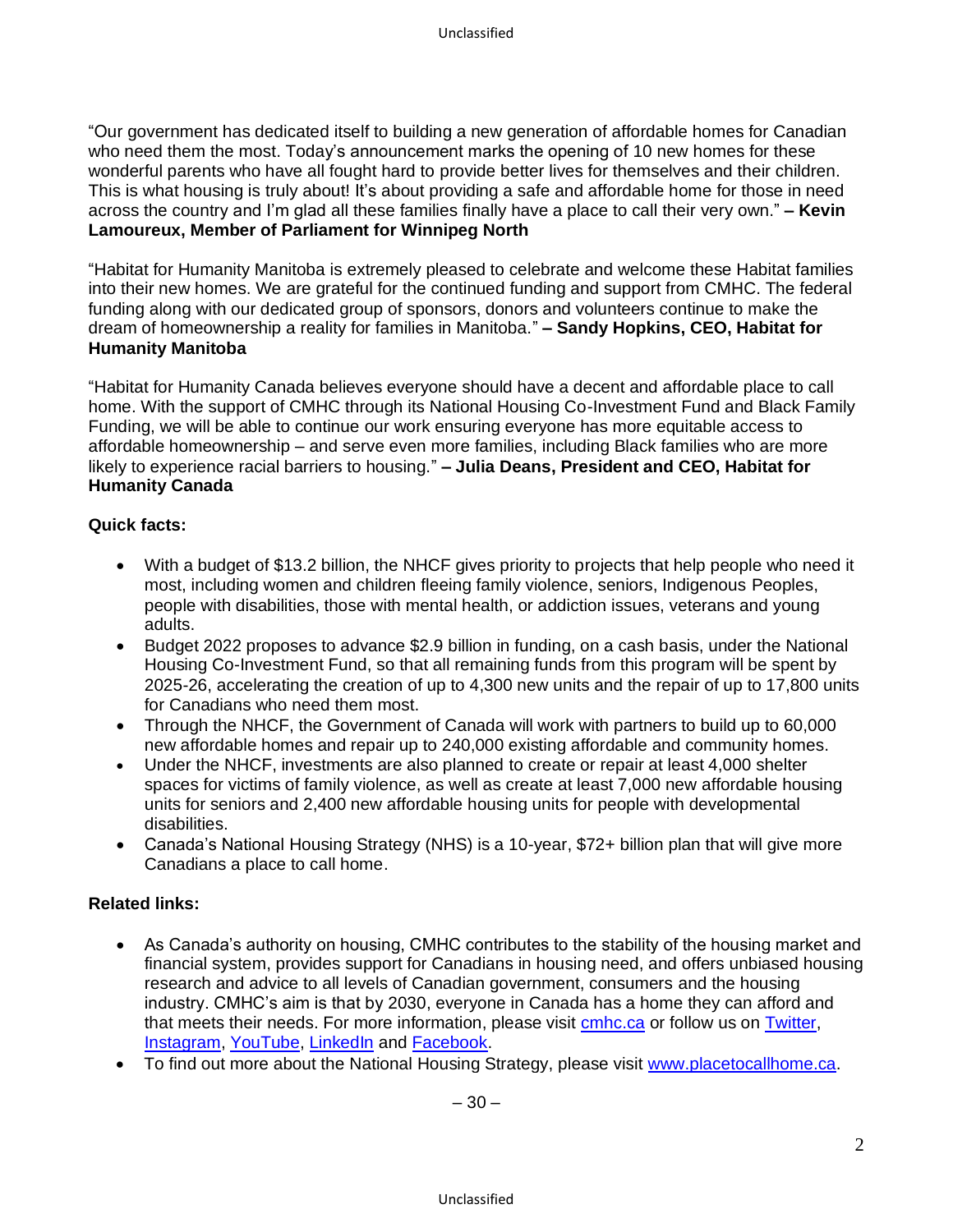"Our government has dedicated itself to building a new generation of affordable homes for Canadian who need them the most. Today's announcement marks the opening of 10 new homes for these wonderful parents who have all fought hard to provide better lives for themselves and their children. This is what housing is truly about! It's about providing a safe and affordable home for those in need across the country and I'm glad all these families finally have a place to call their very own." **– Kevin Lamoureux, Member of Parliament for Winnipeg North**

"Habitat for Humanity Manitoba is extremely pleased to celebrate and welcome these Habitat families into their new homes. We are grateful for the continued funding and support from CMHC. The federal funding along with our dedicated group of sponsors, donors and volunteers continue to make the dream of homeownership a reality for families in Manitoba." **– Sandy Hopkins, CEO, Habitat for Humanity Manitoba**

"Habitat for Humanity Canada believes everyone should have a decent and affordable place to call home. With the support of CMHC through its National Housing Co-Investment Fund and Black Family Funding, we will be able to continue our work ensuring everyone has more equitable access to affordable homeownership – and serve even more families, including Black families who are more likely to experience racial barriers to housing." **– Julia Deans, President and CEO, Habitat for Humanity Canada**

**Quick facts:**

- With a budget of $13.2 billion, the NHCF gives priority to projects that help people who need it most, including women and children fleeing family violence, seniors, Indigenous Peoples, people with disabilities, those with mental health, or addiction issues, veterans and young adults.
- Budget 2022 proposes to advance $2.9 billion in funding, on a cash basis, under the National Housing Co-Investment Fund, so that all remaining funds from this program will be spent by 2025-26, accelerating the creation of up to 4,300 new units and the repair of up to 17,800 units for Canadians who need them most.
- Through the NHCF, the Government of Canada will work with partners to build up to 60,000 new affordable homes and repair up to 240,000 existing affordable and community homes.
- Under the NHCF, investments are also planned to create or repair at least 4,000 shelter spaces for victims of family violence, as well as create at least 7,000 new affordable housing units for seniors and 2,400 new affordable housing units for people with developmental disabilities.
- Canada's National Housing Strategy (NHS) is a 10-year, $72+ billion plan that will give more Canadians a place to call home.

**Related links:**

- As Canada's authority on housing, CMHC contributes to the stability of the housing market and financial system, provides support for Canadians in housing need, and offers unbiased housing research and advice to all levels of Canadian government, consumers and the housing industry. CMHC's aim is that by 2030, everyone in Canada has a home they can afford and that meets their needs. For more information, please visit cmhc.ca or follow us on Twitter, Instagram, YouTube, LinkedIn and Facebook.
- To find out more about the National Housing Strategy, please visit www.placetocallhome.ca.

– 30 –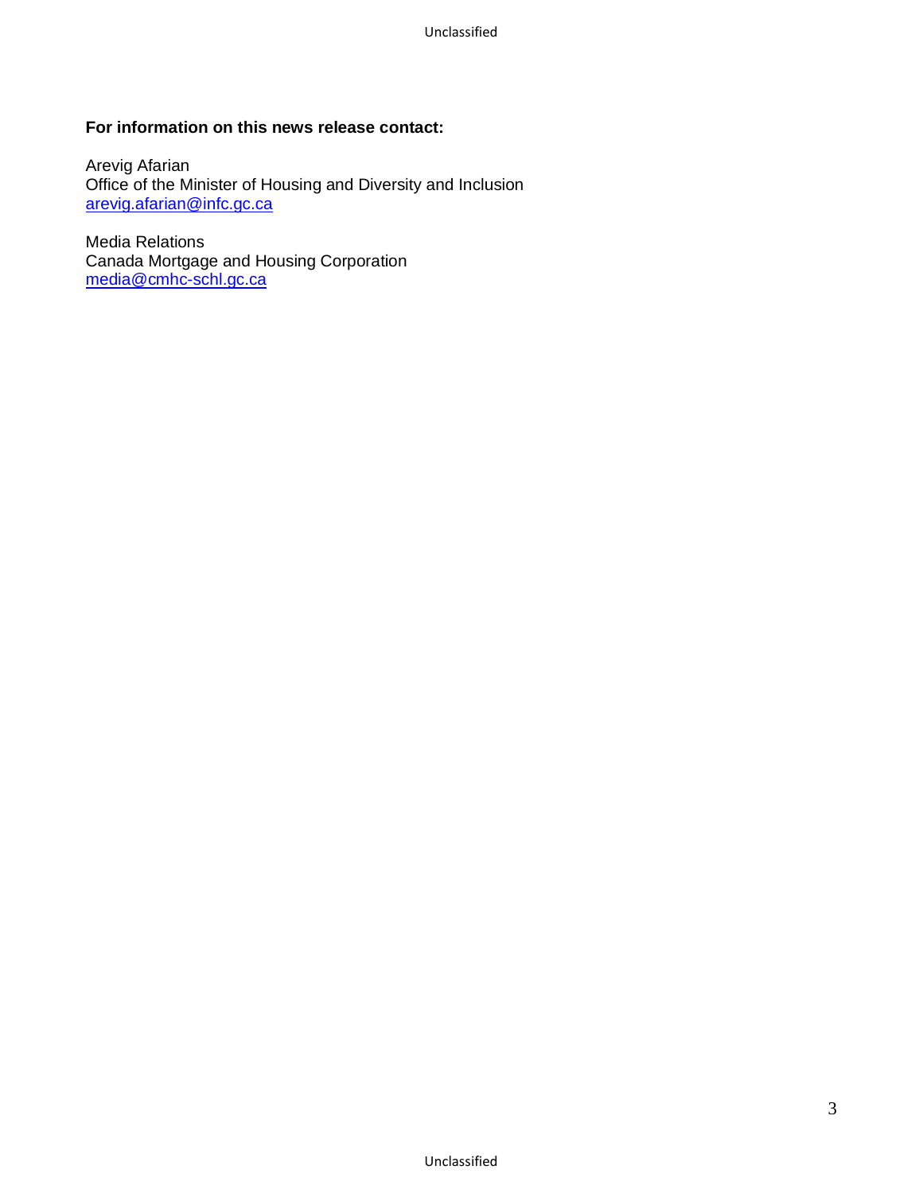**For information on this news release contact:**

Arevig Afarian
Office of the Minister of Housing and Diversity and Inclusion
arevig.afarian@infc.gc.ca

Media Relations
Canada Mortgage and Housing Corporation
media@cmhc-schl.gc.ca